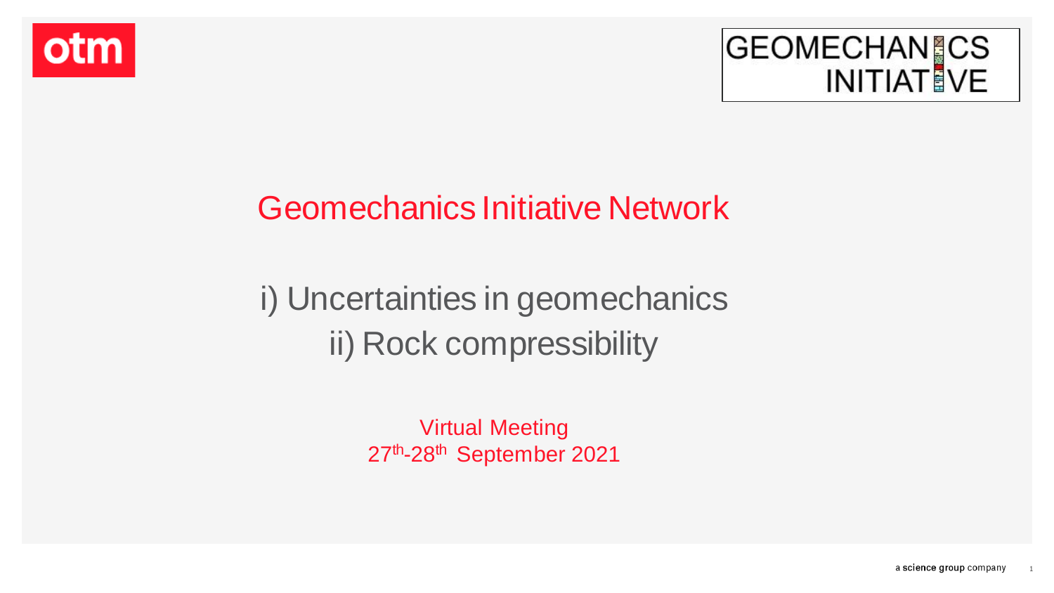otm

GEOMECHANICS INITIATIVE

# Geomechanics Initiative Network

## i) Uncertainties in geomechanics
## ii) Rock compressibility

Virtual Meeting
27th-28th September 2021

a science group company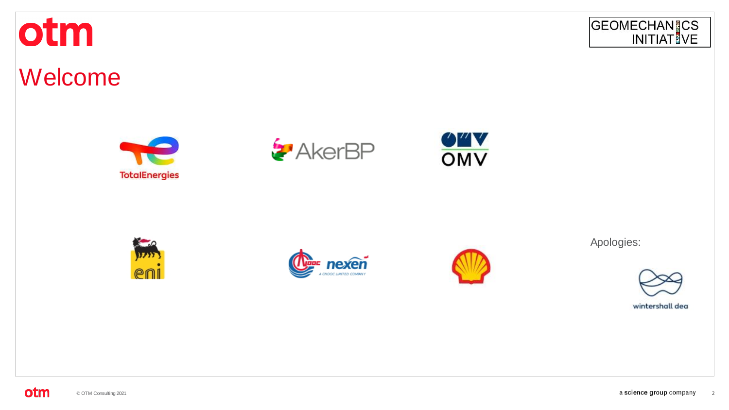# Welcome

Apologies: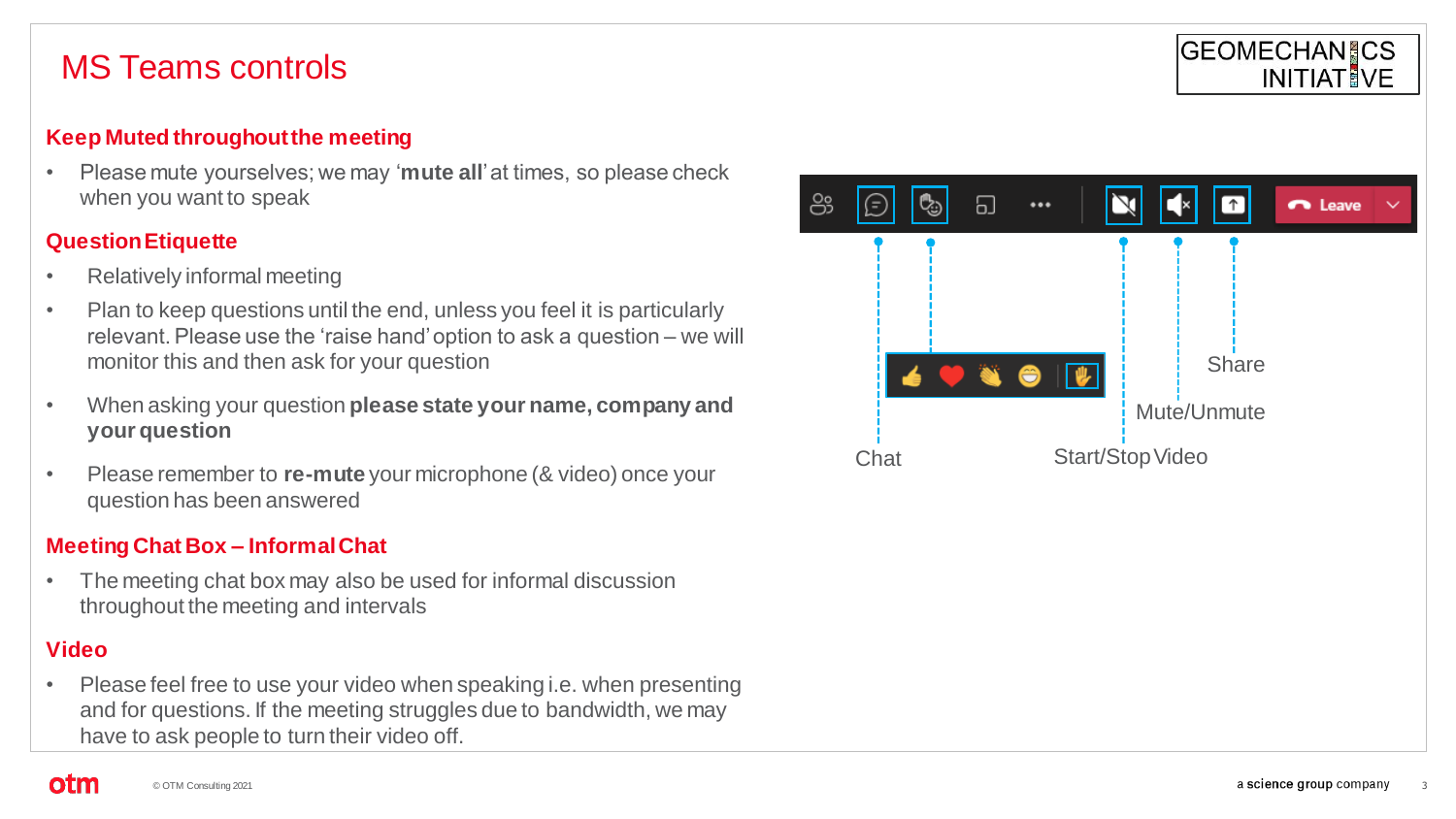# MS Teams controls

## Keep Muted throughout the meeting

- Please mute yourselves; we may '**mute all**' at times, so please check when you want to speak

## Question Etiquette

- Relatively informal meeting
- Plan to keep questions until the end, unless you feel it is particularly relevant. Please use the 'raise hand' option to ask a question – we will monitor this and then ask for your question
- When asking your question **please state your name, company and your question**
- Please remember to **re-mute** your microphone (& video) once your question has been answered

## Meeting Chat Box – Informal Chat

- The meeting chat box may also be used for informal discussion throughout the meeting and intervals

## Video

- Please feel free to use your video when speaking i.e. when presenting and for questions. If the meeting struggles due to bandwidth, we may have to ask people to turn their video off.

Leave

Chat

Start/Stop Video

Mute/Unmute

Share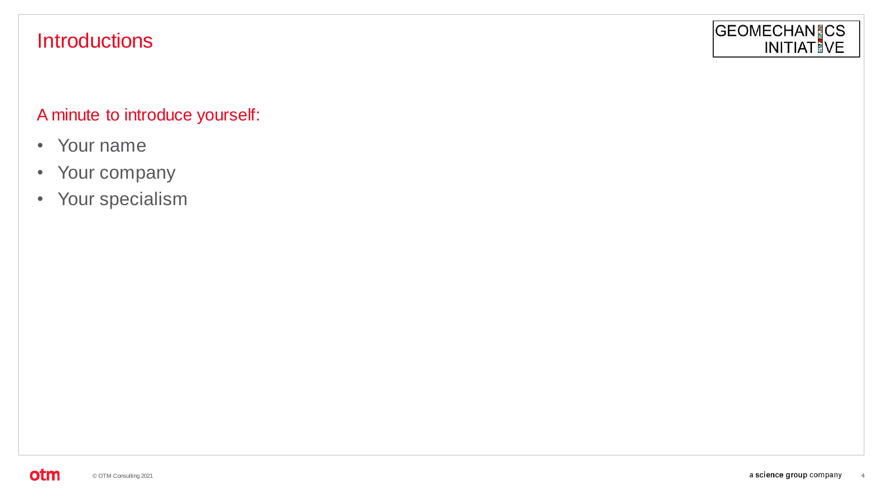# Introductions

## A minute to introduce yourself:

- Your name
- Your company
- Your specialism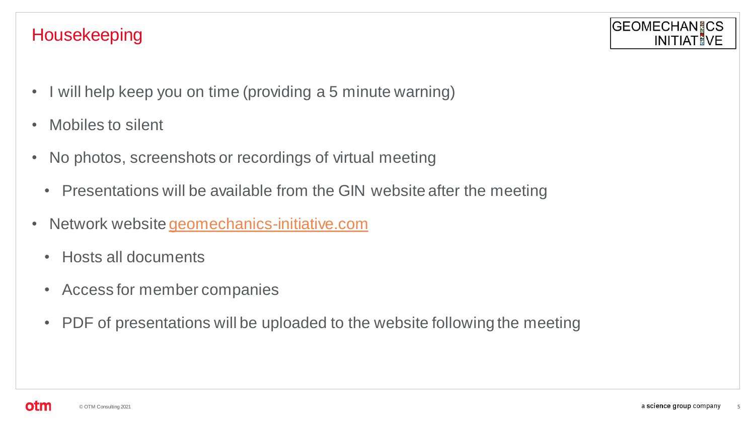# Housekeeping

- I will help keep you on time (providing a 5 minute warning)
- Mobiles to silent
- No photos, screenshots or recordings of virtual meeting
  - Presentations will be available from the GIN website after the meeting
- Network website geomechanics-initiative.com
  - Hosts all documents
  - Access for member companies
  - PDF of presentations will be uploaded to the website following the meeting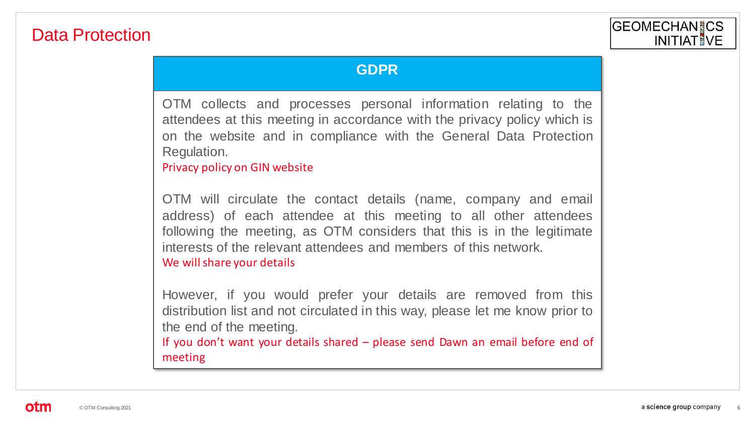# Data Protection

## GDPR

OTM collects and processes personal information relating to the attendees at this meeting in accordance with the privacy policy which is on the website and in compliance with the General Data Protection Regulation.

Privacy policy on GIN website

OTM will circulate the contact details (name, company and email address) of each attendee at this meeting to all other attendees following the meeting, as OTM considers that this is in the legitimate interests of the relevant attendees and members of this network.

We will share your details

However, if you would prefer your details are removed from this distribution list and not circulated in this way, please let me know prior to the end of the meeting.

If you don't want your details shared – please send Dawn an email before end of meeting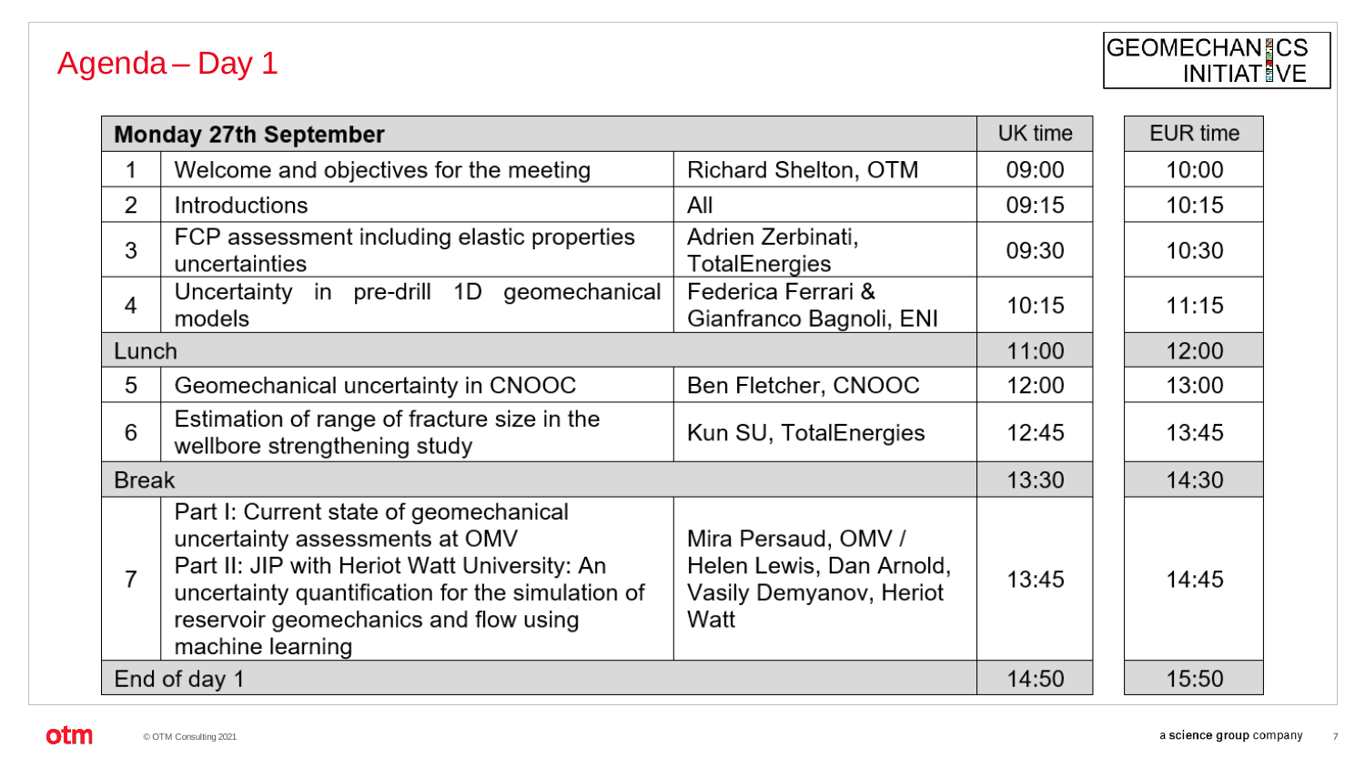# Agenda – Day 1

GEOMECHANICS INITIATIVE

| Monday 27th September | | | UK time | EUR time |
|---|---|---|---|---|
| 1 | Welcome and objectives for the meeting | Richard Shelton, OTM | 09:00 | 10:00 |
| 2 | Introductions | All | 09:15 | 10:15 |
| 3 | FCP assessment including elastic properties uncertainties | Adrien Zerbinati, TotalEnergies | 09:30 | 10:30 |
| 4 | Uncertainty in pre-drill 1D geomechanical models | Federica Ferrari & Gianfranco Bagnoli, ENI | 10:15 | 11:15 |
| Lunch | | | 11:00 | 12:00 |
| 5 | Geomechanical uncertainty in CNOOC | Ben Fletcher, CNOOC | 12:00 | 13:00 |
| 6 | Estimation of range of fracture size in the wellbore strengthening study | Kun SU, TotalEnergies | 12:45 | 13:45 |
| Break | | | 13:30 | 14:30 |
| 7 | Part I: Current state of geomechanical uncertainty assessments at OMV<br>Part II: JIP with Heriot Watt University: An uncertainty quantification for the simulation of reservoir geomechanics and flow using machine learning | Mira Persaud, OMV / Helen Lewis, Dan Arnold, Vasily Demyanov, Heriot Watt | 13:45 | 14:45 |
| End of day 1 | | | 14:50 | 15:50 |

otm

© OTM Consulting 2021

a science group company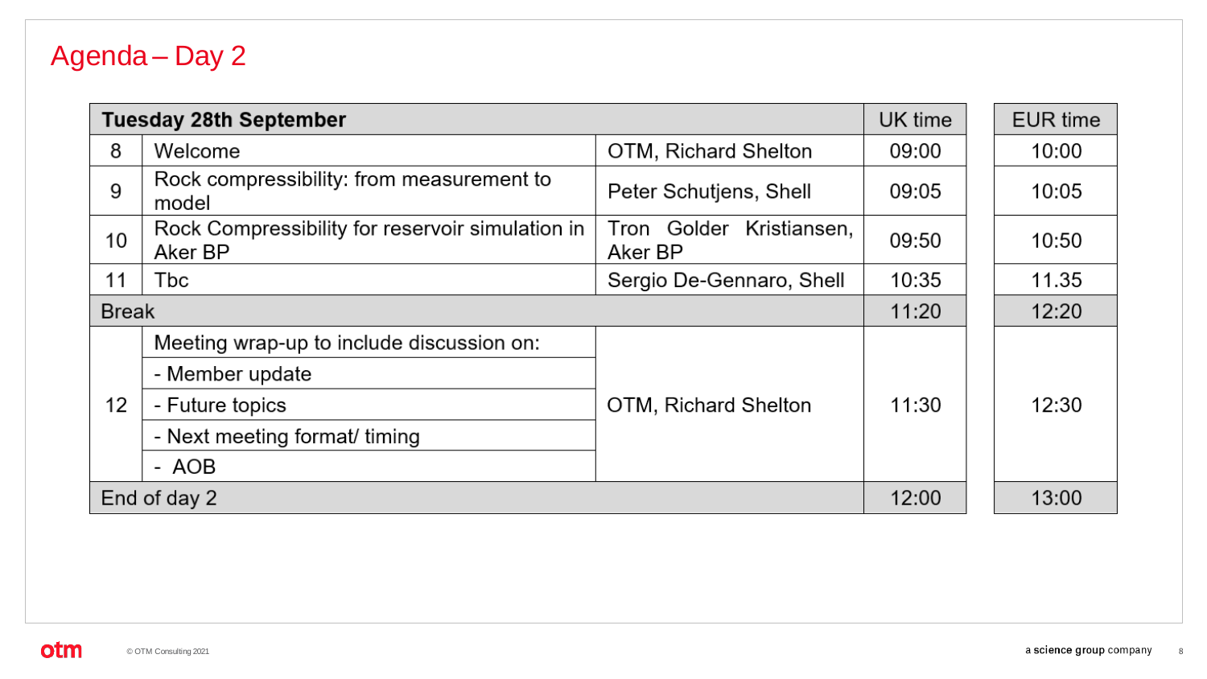# Agenda – Day 2

| Tuesday 28th September | | | UK time | EUR time |
|---|---|---|---|---|
| 8 | Welcome | OTM, Richard Shelton | 09:00 | 10:00 |
| 9 | Rock compressibility: from measurement to model | Peter Schutjens, Shell | 09:05 | 10:05 |
| 10 | Rock Compressibility for reservoir simulation in Aker BP | Tron Golder Kristiansen, Aker BP | 09:50 | 10:50 |
| 11 | Tbc | Sergio De-Gennaro, Shell | 10:35 | 11.35 |
| Break | | | 11:20 | 12:20 |
| 12 | Meeting wrap-up to include discussion on:<br>- Member update<br>- Future topics<br>- Next meeting format/ timing<br>- AOB | OTM, Richard Shelton | 11:30 | 12:30 |
| End of day 2 | | | 12:00 | 13:00 |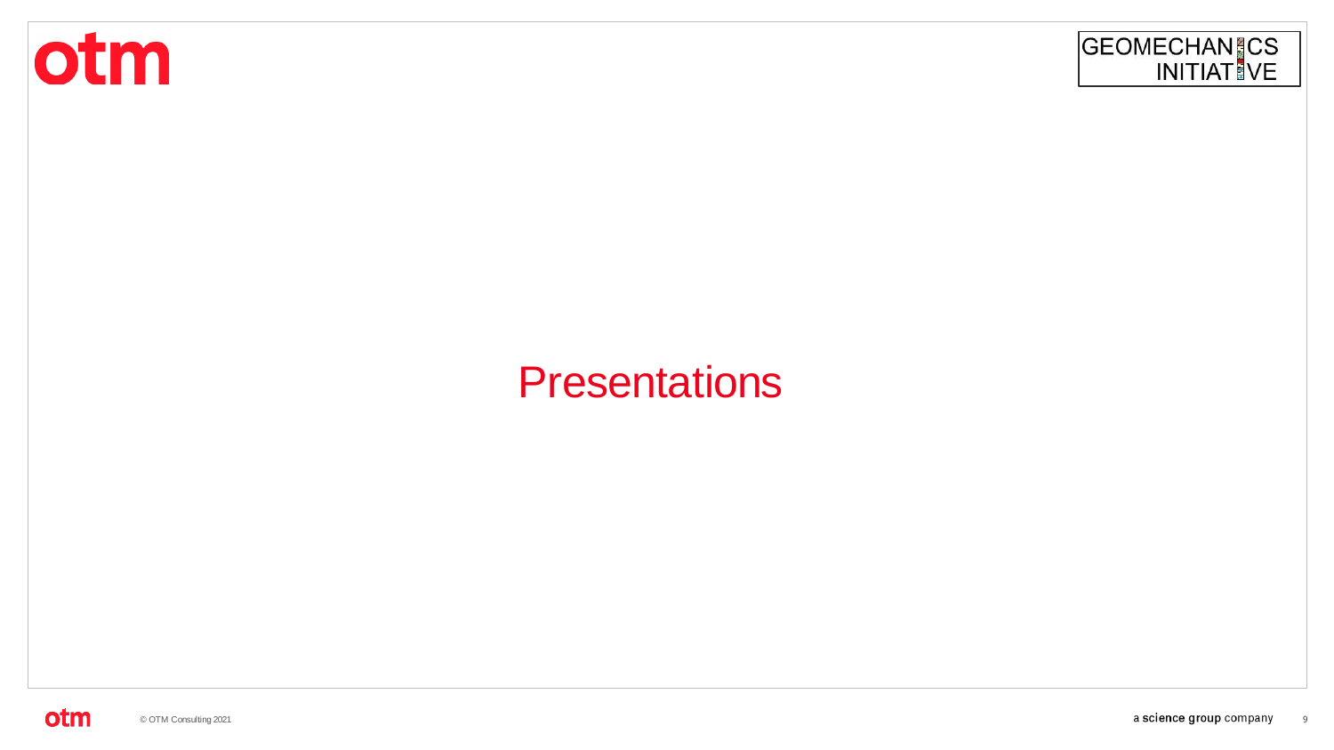# Presentations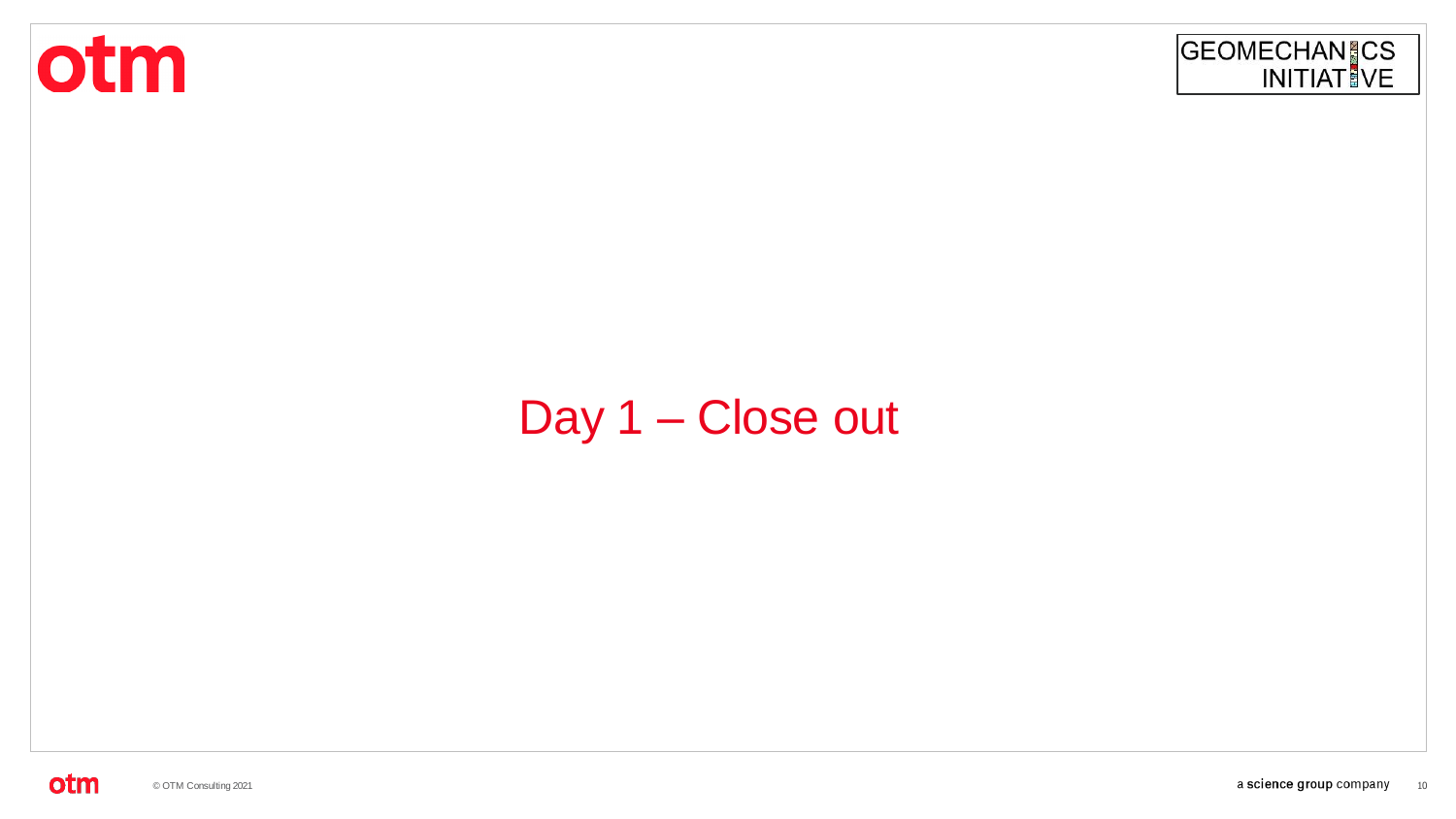# Day 1 – Close out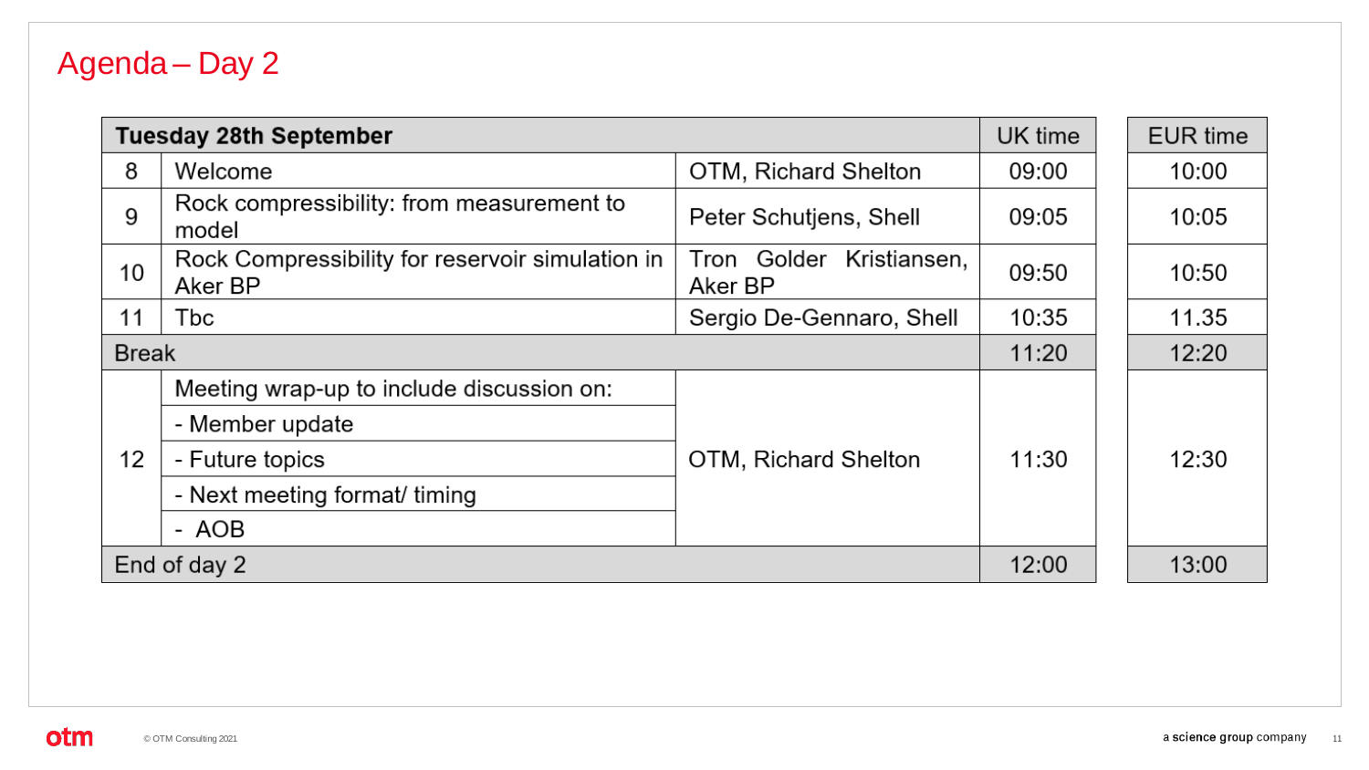# Agenda – Day 2

| Tuesday 28th September | | | UK time | EUR time |
|---|---|---|---|---|
| 8 | Welcome | OTM, Richard Shelton | 09:00 | 10:00 |
| 9 | Rock compressibility: from measurement to model | Peter Schutjens, Shell | 09:05 | 10:05 |
| 10 | Rock Compressibility for reservoir simulation in Aker BP | Tron Golder Kristiansen, Aker BP | 09:50 | 10:50 |
| 11 | Tbc | Sergio De-Gennaro, Shell | 10:35 | 11.35 |
| Break | | | 11:20 | 12:20 |
| 12 | Meeting wrap-up to include discussion on:<br>- Member update<br>- Future topics<br>- Next meeting format/ timing<br>- AOB | OTM, Richard Shelton | 11:30 | 12:30 |
| End of day 2 | | | 12:00 | 13:00 |

© OTM Consulting 2021

a science group company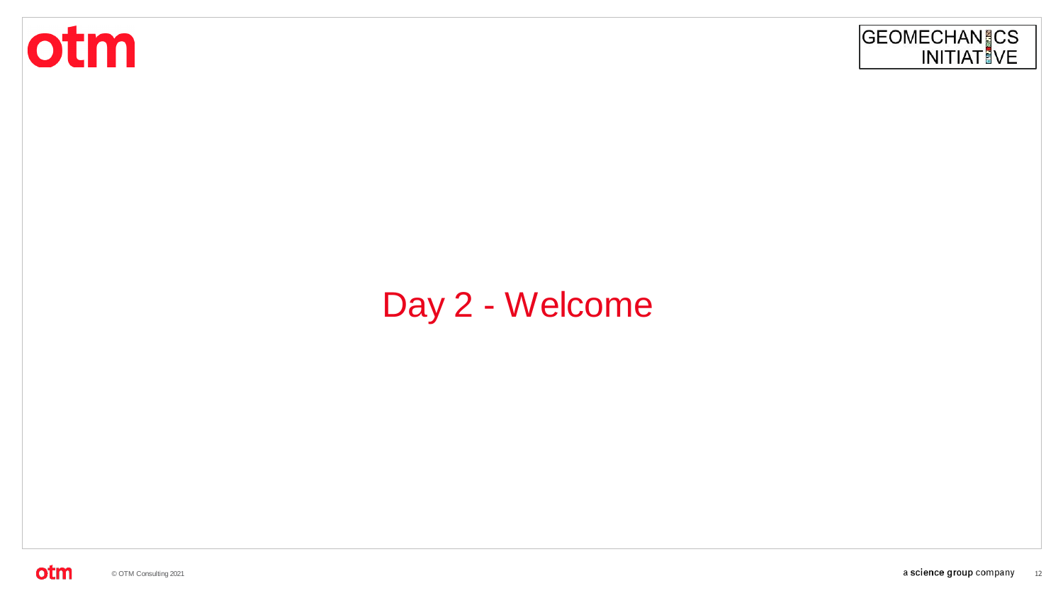# Day 2 - Welcome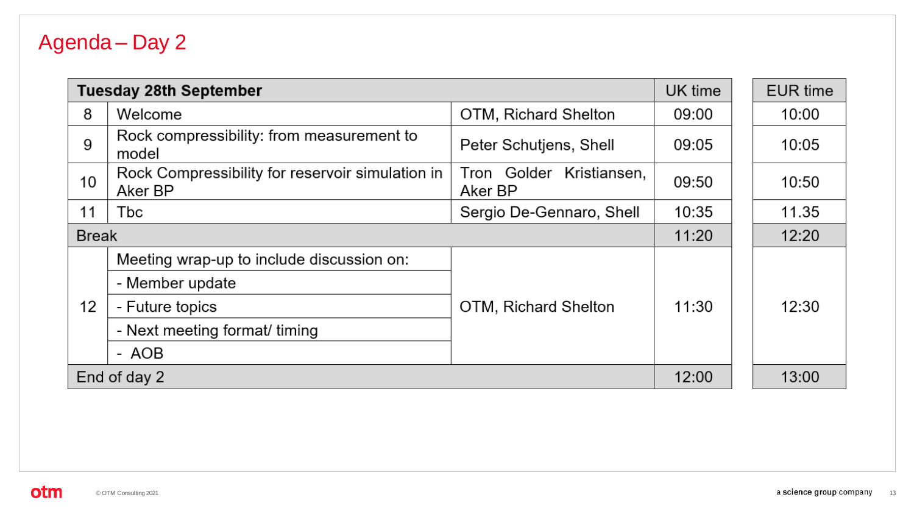# Agenda – Day 2

| Tuesday 28th September | | | UK time | EUR time |
|---|---|---|---|---|
| 8 | Welcome | OTM, Richard Shelton | 09:00 | 10:00 |
| 9 | Rock compressibility: from measurement to model | Peter Schutjens, Shell | 09:05 | 10:05 |
| 10 | Rock Compressibility for reservoir simulation in Aker BP | Tron Golder Kristiansen, Aker BP | 09:50 | 10:50 |
| 11 | Tbc | Sergio De-Gennaro, Shell | 10:35 | 11.35 |
| Break | | | 11:20 | 12:20 |
| 12 | Meeting wrap-up to include discussion on:<br>- Member update<br>- Future topics<br>- Next meeting format/ timing<br>- AOB | OTM, Richard Shelton | 11:30 | 12:30 |
| End of day 2 | | | 12:00 | 13:00 |

© OTM Consulting 2021

a science group company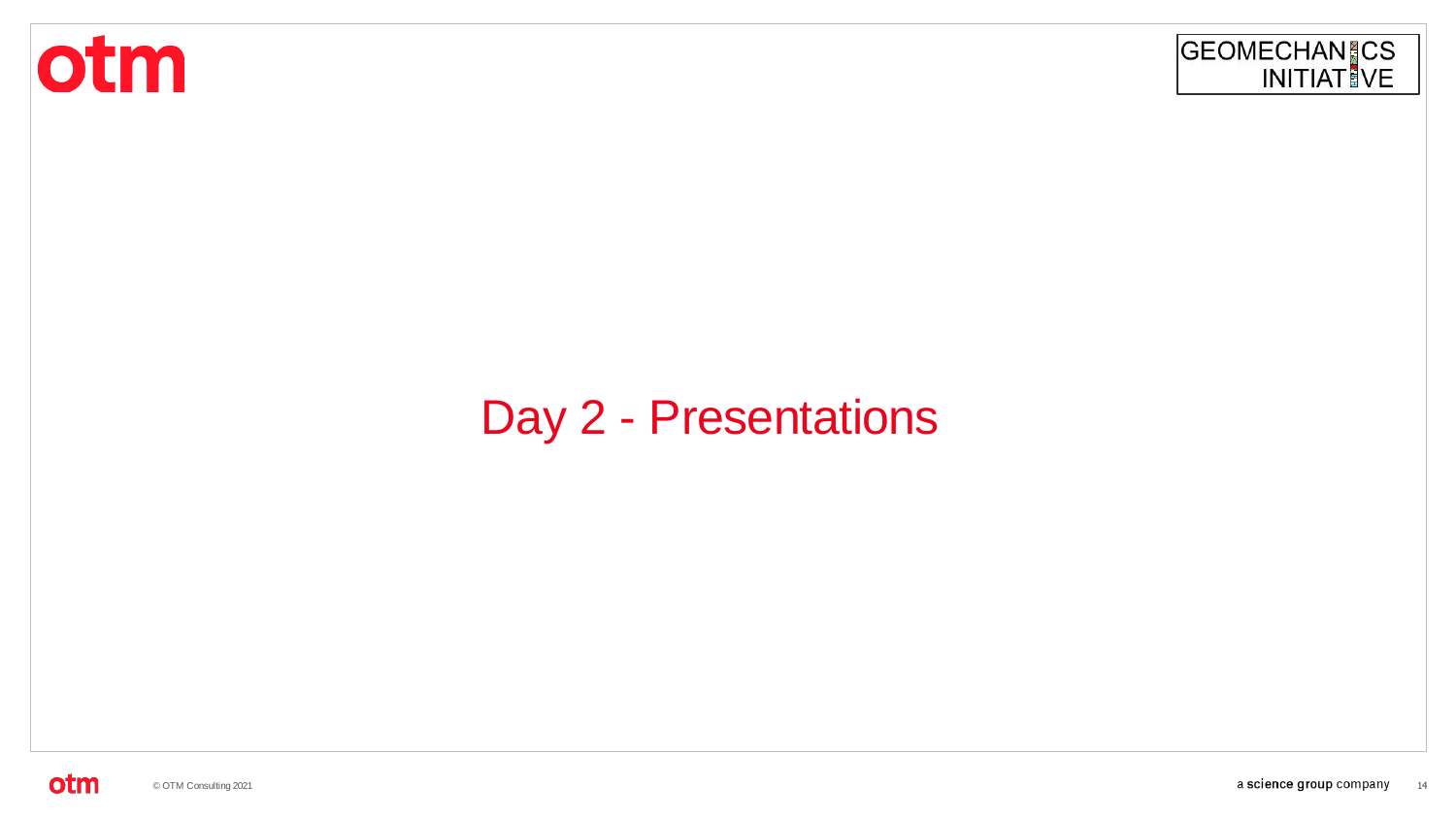# Day 2 - Presentations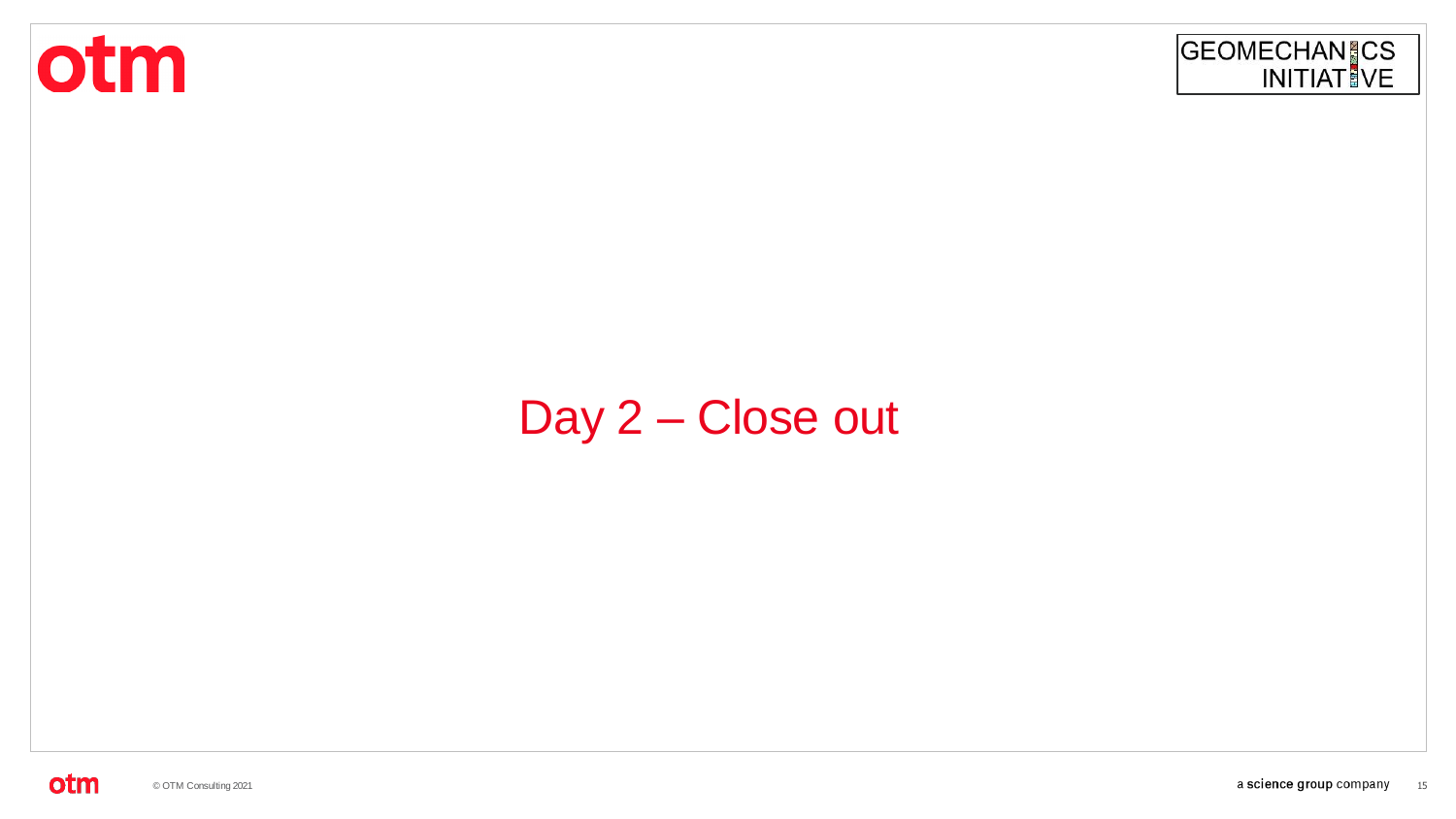# Day 2 – Close out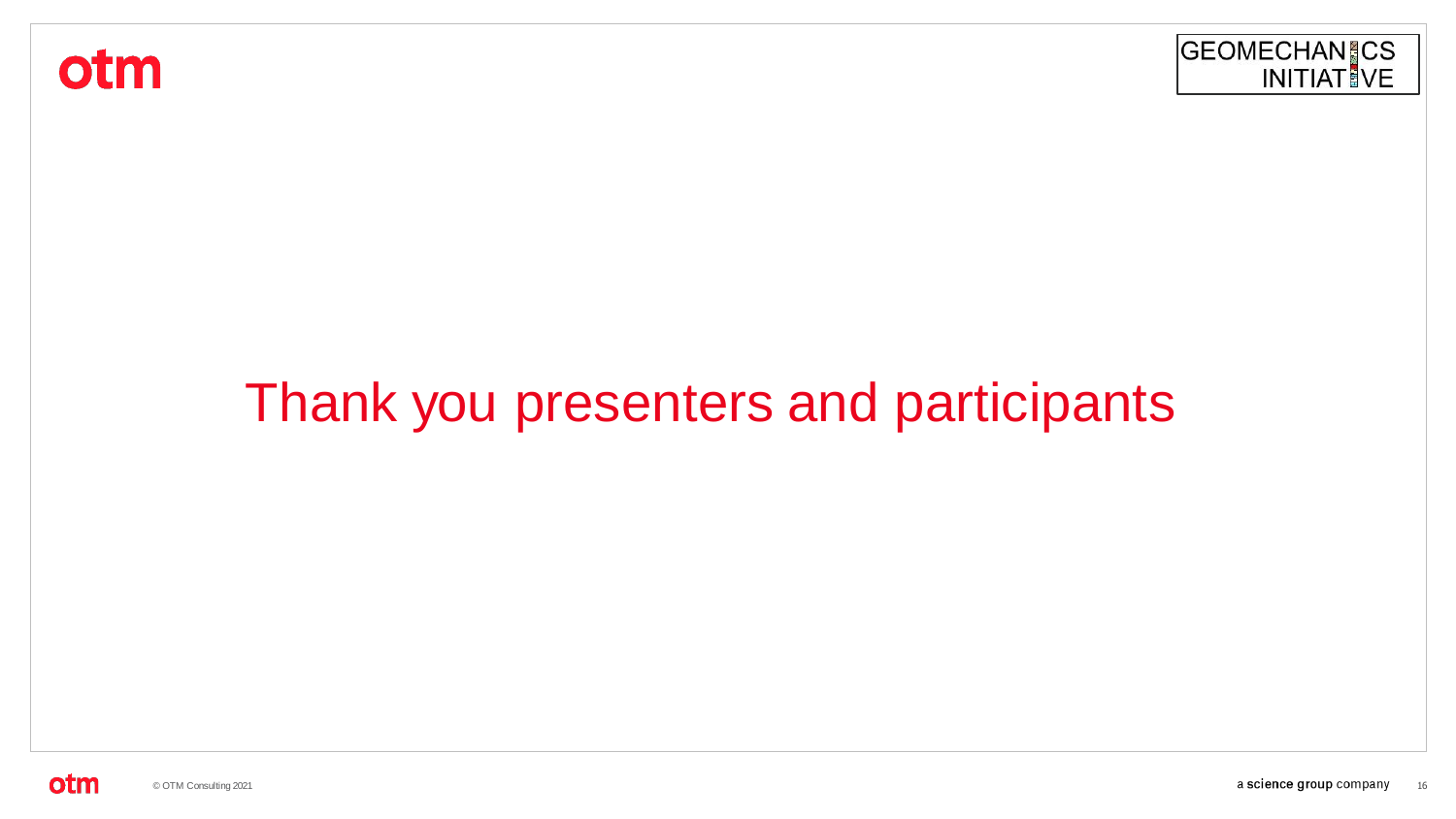Thank you presenters and participants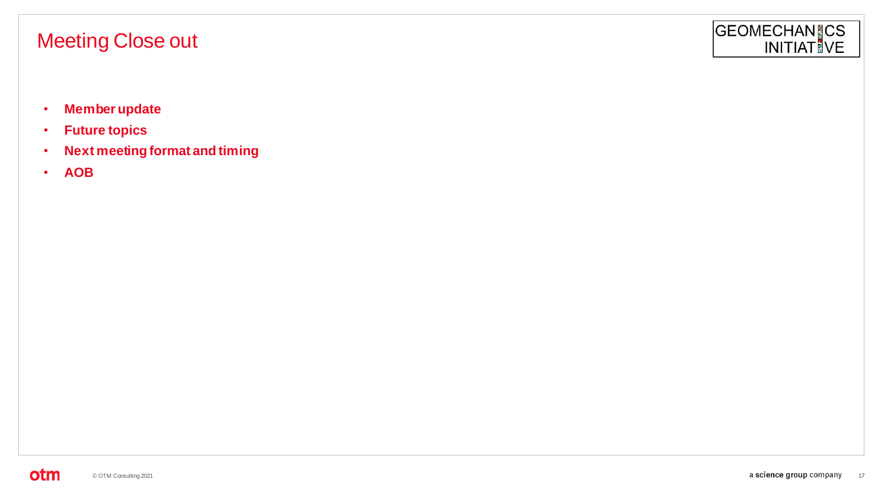# Meeting Close out

- **Member update**
- **Future topics**
- **Next meeting format and timing**
- **AOB**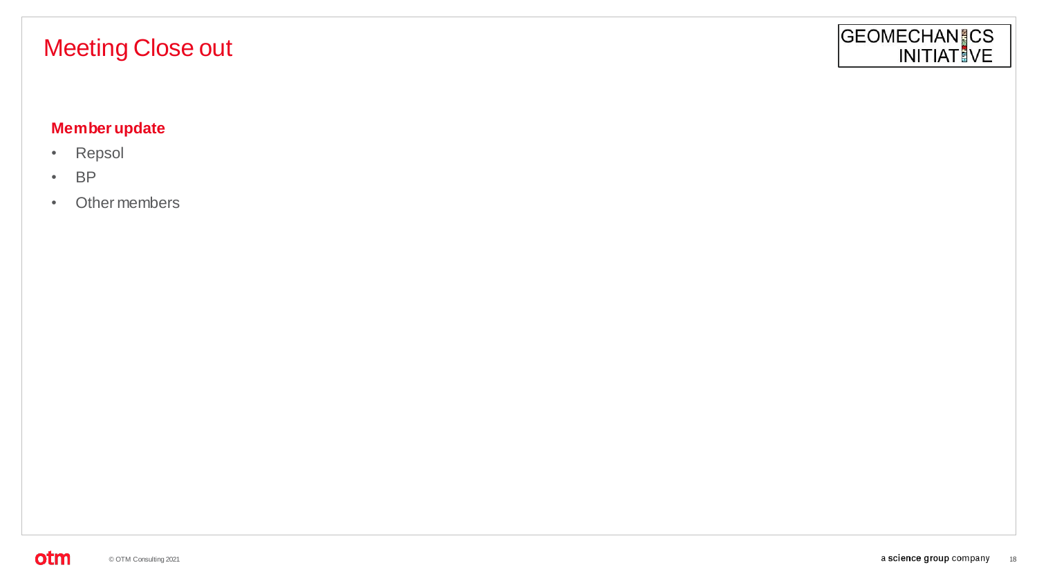# Meeting Close out

**Member update**

- Repsol
- BP
- Other members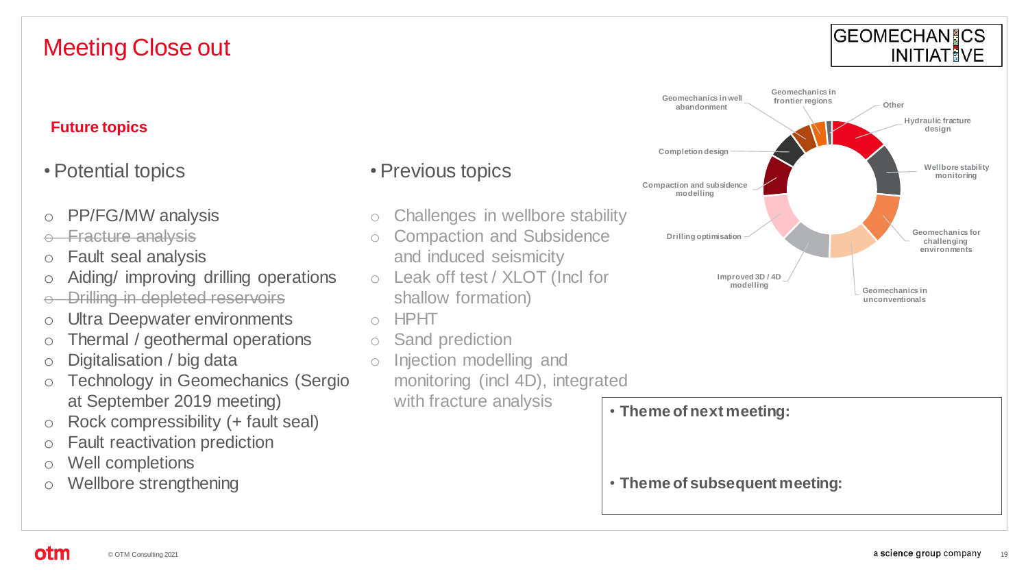# Meeting Close out

GEOMECHANICS INITIATIVE

## Future topics

- Potential topics
  - PP/FG/MW analysis
  - ~~Fracture analysis~~
  - Fault seal analysis
  - Aiding/ improving drilling operations
  - ~~Drilling in depleted reservoirs~~
  - Ultra Deepwater environments
  - Thermal / geothermal operations
  - Digitalisation / big data
  - Technology in Geomechanics (Sergio at September 2019 meeting)
  - Rock compressibility (+ fault seal)
  - Fault reactivation prediction
  - Well completions
  - Wellbore strengthening

- Previous topics
  - Challenges in wellbore stability
  - Compaction and Subsidence and induced seismicity
  - Leak off test / XLOT (Incl for shallow formation)
  - HPHT
  - Sand prediction
  - Injection modelling and monitoring (incl 4D), integrated with fracture analysis

Chart labels: Geomechanics in well abandonment; Geomechanics in frontier regions; Other; Hydraulic fracture design; Wellbore stability monitoring; Geomechanics for challenging environments; Geomechanics in unconventionals; Improved 3D / 4D modelling; Drilling optimisation; Compaction and subsidence modelling; Completion design

- **Theme of next meeting:**
- **Theme of subsequent meeting:**

© OTM Consulting 2021

a science group company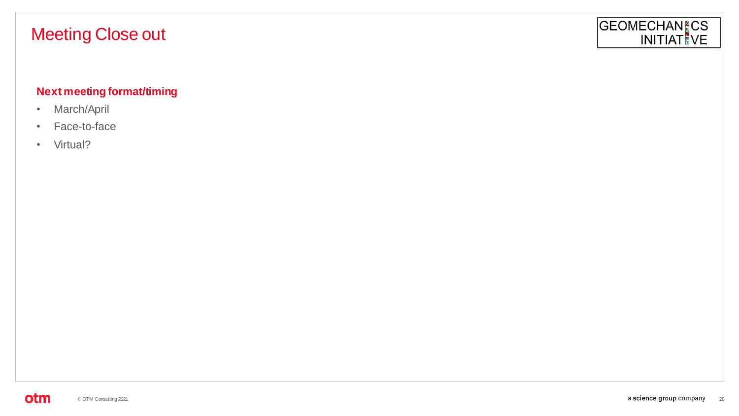# Meeting Close out

**Next meeting format/timing**

- March/April
- Face-to-face
- Virtual?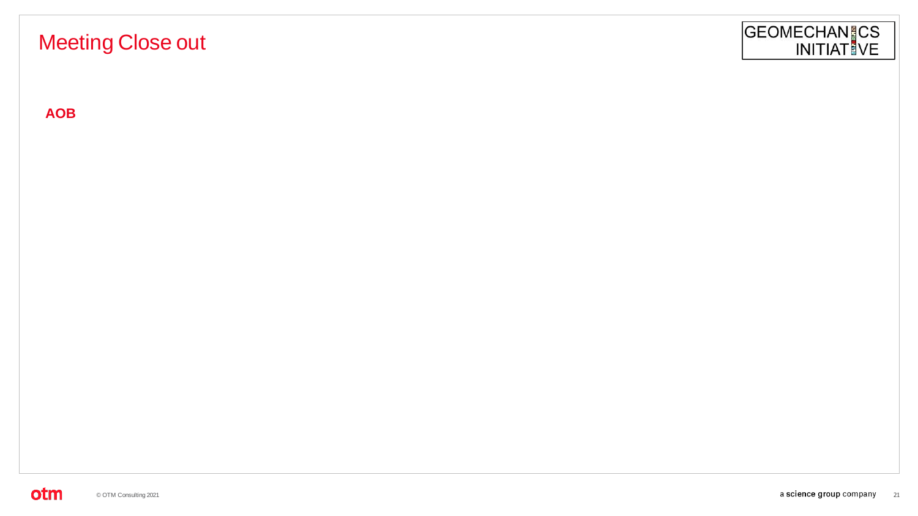# Meeting Close out

**AOB**